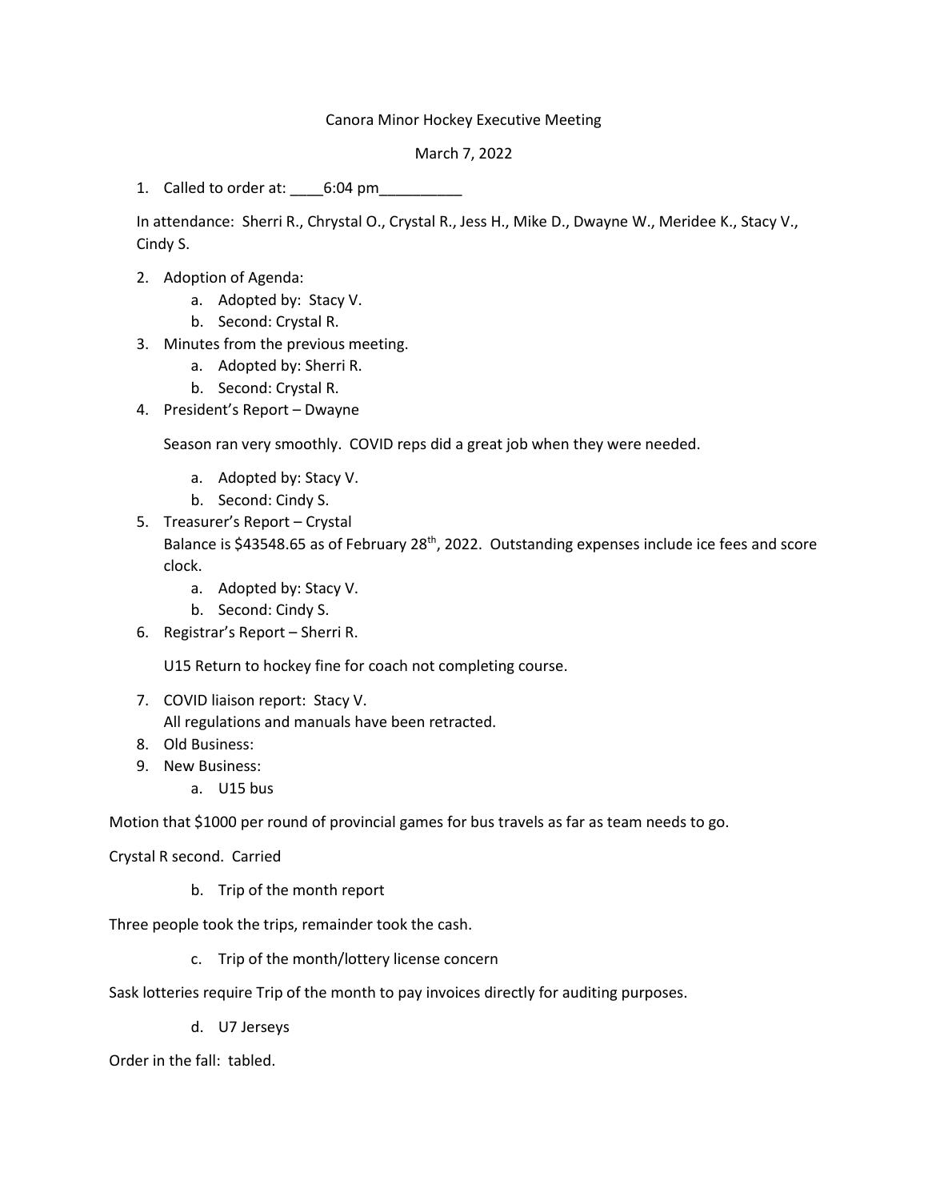# Canora Minor Hockey Executive Meeting

March 7, 2022

1. Called to order at: ____6:04 pm__________

   In attendance: Sherri R., Chrystal O., Crystal R., Jess H., Mike D., Dwayne W., Meridee K., Stacy V., Cindy S.

2. Adoption of Agenda:
   a. Adopted by: Stacy V.
   b. Second: Crystal R.
3. Minutes from the previous meeting.
   a. Adopted by: Sherri R.
   b. Second: Crystal R.
4. President's Report – Dwayne

   Season ran very smoothly. COVID reps did a great job when they were needed.

   a. Adopted by: Stacy V.
   b. Second: Cindy S.
5. Treasurer's Report – Crystal
   Balance is $43548.65 as of February 28th, 2022. Outstanding expenses include ice fees and score clock.
   a. Adopted by: Stacy V.
   b. Second: Cindy S.
6. Registrar's Report – Sherri R.

   U15 Return to hockey fine for coach not completing course.

7. COVID liaison report: Stacy V.
   All regulations and manuals have been retracted.
8. Old Business:
9. New Business:
   a. U15 bus

Motion that $1000 per round of provincial games for bus travels as far as team needs to go.

Crystal R second. Carried

   b. Trip of the month report

Three people took the trips, remainder took the cash.

   c. Trip of the month/lottery license concern

Sask lotteries require Trip of the month to pay invoices directly for auditing purposes.

   d. U7 Jerseys

Order in the fall: tabled.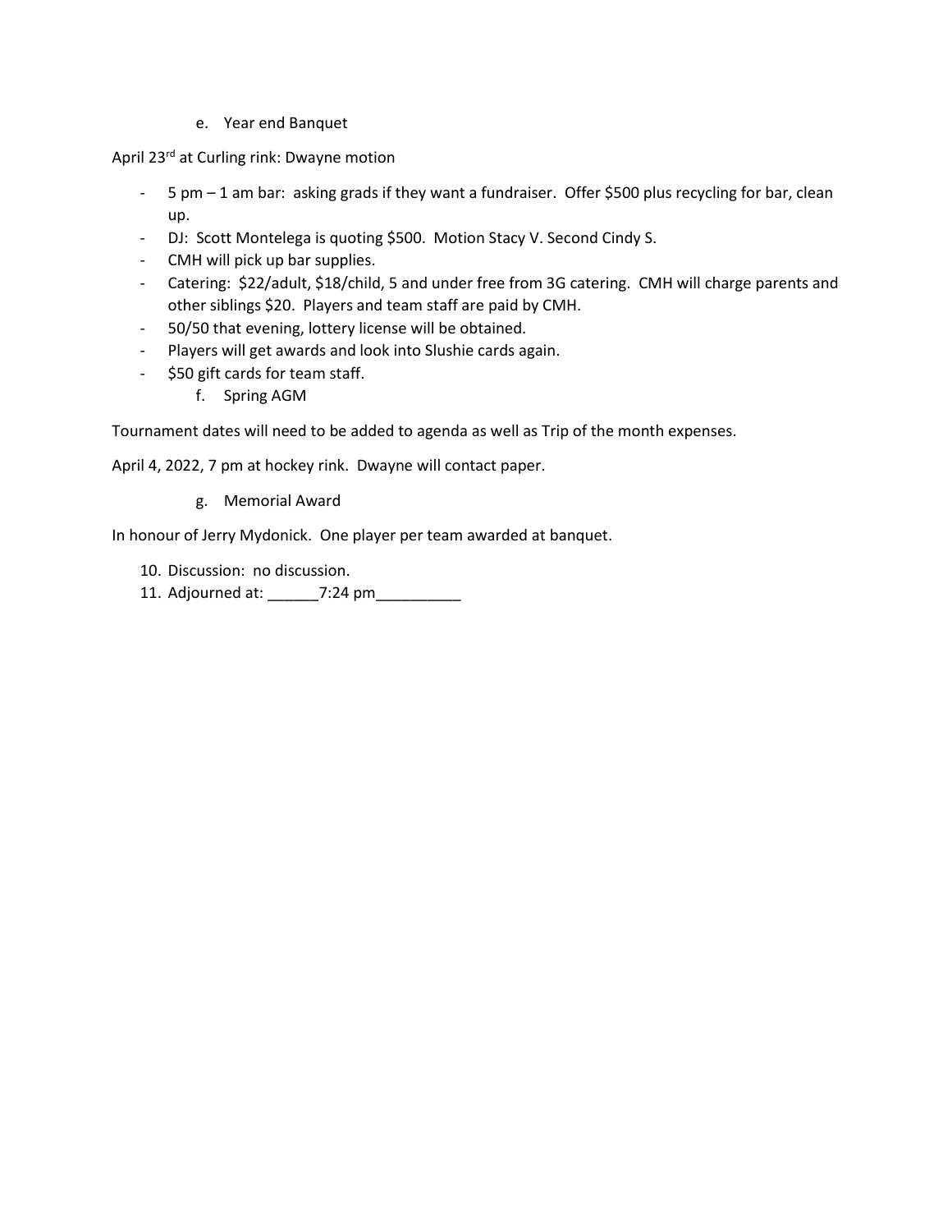e. Year end Banquet

April 23rd at Curling rink: Dwayne motion

- 5 pm – 1 am bar: asking grads if they want a fundraiser. Offer $500 plus recycling for bar, clean up.
- DJ: Scott Montelega is quoting $500. Motion Stacy V. Second Cindy S.
- CMH will pick up bar supplies.
- Catering: $22/adult, $18/child, 5 and under free from 3G catering. CMH will charge parents and other siblings $20. Players and team staff are paid by CMH.
- 50/50 that evening, lottery license will be obtained.
- Players will get awards and look into Slushie cards again.
- $50 gift cards for team staff.

f. Spring AGM

Tournament dates will need to be added to agenda as well as Trip of the month expenses.

April 4, 2022, 7 pm at hockey rink. Dwayne will contact paper.

g. Memorial Award

In honour of Jerry Mydonick. One player per team awarded at banquet.

10. Discussion: no discussion.
11. Adjourned at: ______7:24 pm__________